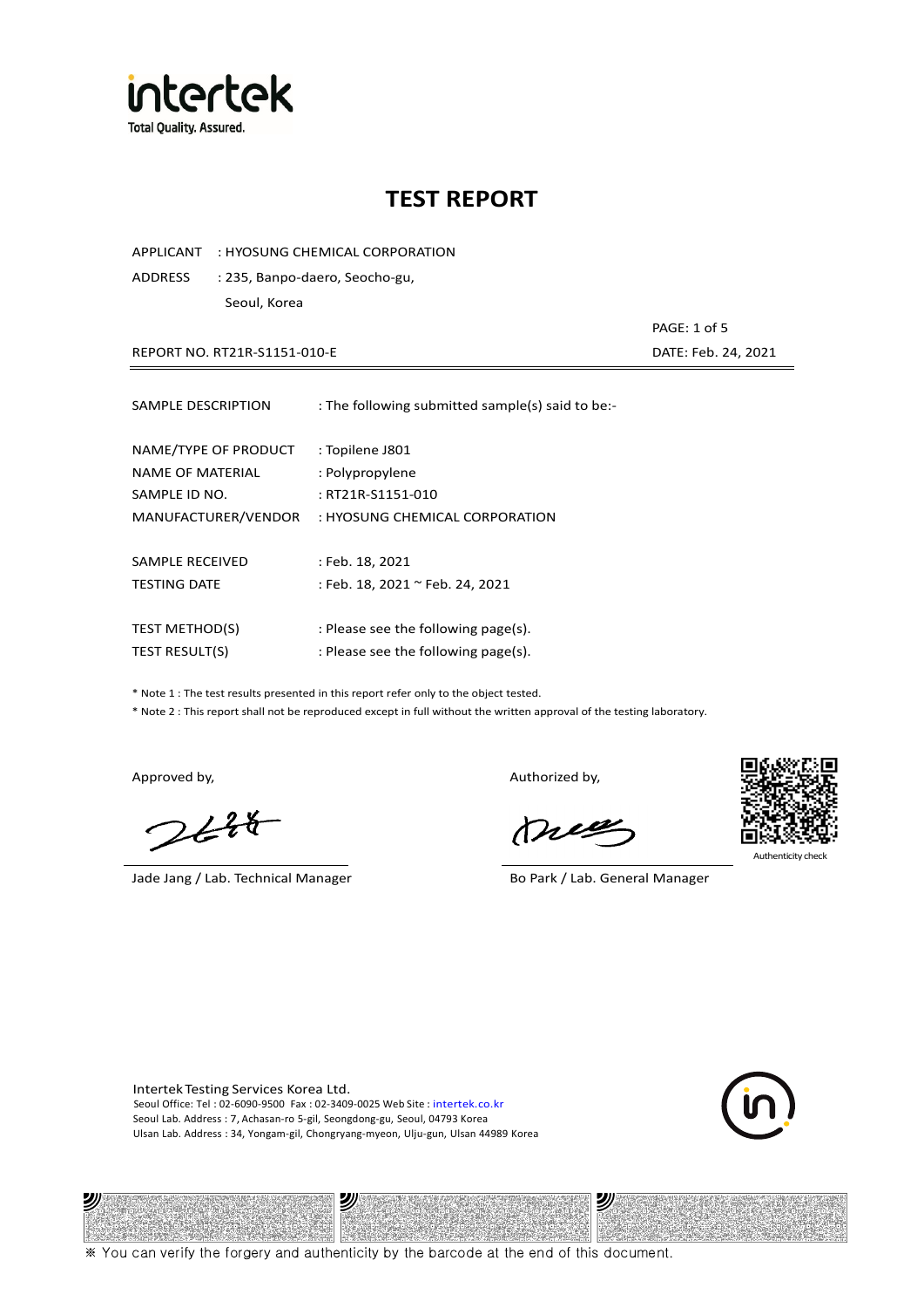intertek
Total Quality. Assured.

# TEST REPORT

APPLICANT : HYOSUNG CHEMICAL CORPORATION

ADDRESS : 235, Banpo-daero, Seocho-gu, Seoul, Korea

REPORT NO. RT21R-S1151-010-E

DATE: Feb. 24, 2021

| | |
|---|---|
| SAMPLE DESCRIPTION | : The following submitted sample(s) said to be:- |
| NAME/TYPE OF PRODUCT | : Topilene J801 |
| NAME OF MATERIAL | : Polypropylene |
| SAMPLE ID NO. | : RT21R-S1151-010 |
| MANUFACTURER/VENDOR | : HYOSUNG CHEMICAL CORPORATION |
| SAMPLE RECEIVED | : Feb. 18, 2021 |
| TESTING DATE | : Feb. 18, 2021 ~ Feb. 24, 2021 |
| TEST METHOD(S) | : Please see the following page(s). |
| TEST RESULT(S) | : Please see the following page(s). |

* Note 1 : The test results presented in this report refer only to the object tested.
* Note 2 : This report shall not be reproduced except in full without the written approval of the testing laboratory.

Approved by,

Jade Jang / Lab. Technical Manager

Authorized by,

Bo Park / Lab. General Manager

Authenticity check

Intertek Testing Services Korea Ltd.
Seoul Office: Tel : 02-6090-9500 Fax : 02-3409-0025 Web Site : intertek.co.kr
Seoul Lab. Address : 7, Achasan-ro 5-gil, Seongdong-gu, Seoul, 04793 Korea
Ulsan Lab. Address : 34, Yongam-gil, Chongryang-myeon, Ulju-gun, Ulsan 44989 Korea

※ You can verify the forgery and authenticity by the barcode at the end of this document.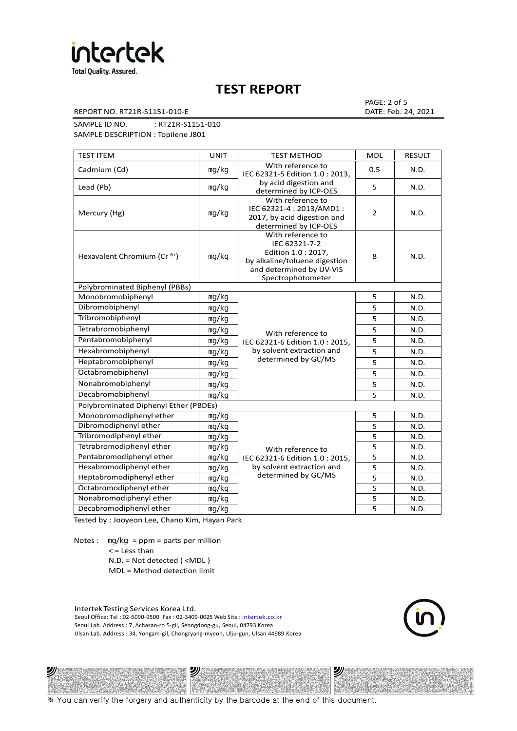# TEST REPORT

REPORT NO. RT21R-S1151-010-E

PAGE: 2 of 5
DATE: Feb. 24, 2021

SAMPLE ID NO. : RT21R-S1151-010
SAMPLE DESCRIPTION : Topilene J801

| TEST ITEM | UNIT | TEST METHOD | MDL | RESULT |
|---|---|---|---|---|
| Cadmium (Cd) | mg/kg | With reference to IEC 62321-5 Edition 1.0 : 2013, by acid digestion and determined by ICP-OES | 0.5 | N.D. |
| Lead (Pb) | mg/kg | | 5 | N.D. |
| Mercury (Hg) | mg/kg | With reference to IEC 62321-4 : 2013/AMD1 : 2017, by acid digestion and determined by ICP-OES | 2 | N.D. |
| Hexavalent Chromium ($Cr^{6+}$) | mg/kg | With reference to IEC 62321-7-2 Edition 1.0 : 2017, by alkaline/toluene digestion and determined by UV-VIS Spectrophotometer | 8 | N.D. |
| Polybrominated Biphenyl (PBBs) | | | | |
| Monobromobiphenyl | mg/kg | With reference to IEC 62321-6 Edition 1.0 : 2015, by solvent extraction and determined by GC/MS | 5 | N.D. |
| Dibromobiphenyl | mg/kg | | 5 | N.D. |
| Tribromobiphenyl | mg/kg | | 5 | N.D. |
| Tetrabromobiphenyl | mg/kg | | 5 | N.D. |
| Pentabromobiphenyl | mg/kg | | 5 | N.D. |
| Hexabromobiphenyl | mg/kg | | 5 | N.D. |
| Heptabromobiphenyl | mg/kg | | 5 | N.D. |
| Octabromobiphenyl | mg/kg | | 5 | N.D. |
| Nonabromobiphenyl | mg/kg | | 5 | N.D. |
| Decabromobiphenyl | mg/kg | | 5 | N.D. |
| Polybrominated Diphenyl Ether (PBDEs) | | | | |
| Monobromodiphenyl ether | mg/kg | With reference to IEC 62321-6 Edition 1.0 : 2015, by solvent extraction and determined by GC/MS | 5 | N.D. |
| Dibromodiphenyl ether | mg/kg | | 5 | N.D. |
| Tribromodiphenyl ether | mg/kg | | 5 | N.D. |
| Tetrabromodiphenyl ether | mg/kg | | 5 | N.D. |
| Pentabromodiphenyl ether | mg/kg | | 5 | N.D. |
| Hexabromodiphenyl ether | mg/kg | | 5 | N.D. |
| Heptabromodiphenyl ether | mg/kg | | 5 | N.D. |
| Octabromodiphenyl ether | mg/kg | | 5 | N.D. |
| Nonabromodiphenyl ether | mg/kg | | 5 | N.D. |
| Decabromodiphenyl ether | mg/kg | | 5 | N.D. |

Tested by : Jooyeon Lee, Chano Kim, Hayan Park

Notes : mg/kg = ppm = parts per million
< = Less than
N.D. = Not detected ( <MDL )
MDL = Method detection limit

Intertek Testing Services Korea Ltd.
Seoul Office: Tel : 02-6090-9500 Fax : 02-3409-0025 Web Site : intertek.co.kr
Seoul Lab. Address : 7, Achasan-ro 5-gil, Seongdong-gu, Seoul, 04793 Korea
Ulsan Lab. Address : 34, Yongam-gil, Chongryang-myeon, Ulju-gun, Ulsan 44989 Korea

※ You can verify the forgery and authenticity by the barcode at the end of this document.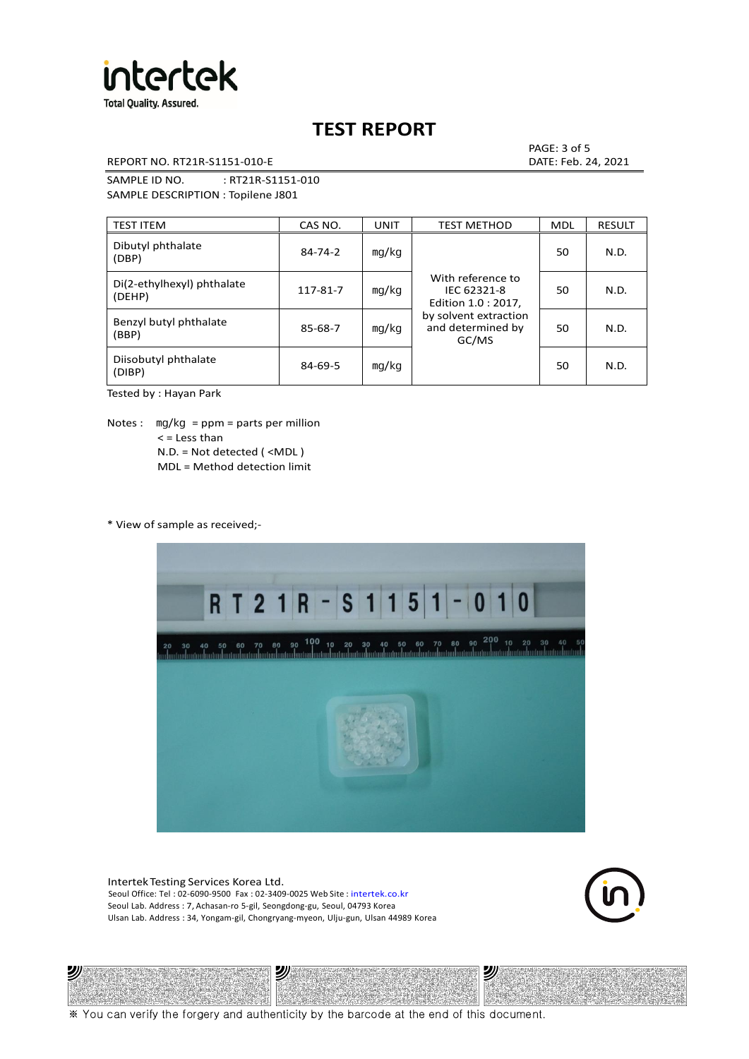# TEST REPORT

REPORT NO. RT21R-S1151-010-E

PAGE: 3 of 5
DATE: Feb. 24, 2021

SAMPLE ID NO. : RT21R-S1151-010
SAMPLE DESCRIPTION : Topilene J801

| TEST ITEM | CAS NO. | UNIT | TEST METHOD | MDL | RESULT |
|---|---|---|---|---|---|
| Dibutyl phthalate (DBP) | 84-74-2 | mg/kg | With reference to IEC 62321-8 Edition 1.0 : 2017, by solvent extraction and determined by GC/MS | 50 | N.D. |
| Di(2-ethylhexyl) phthalate (DEHP) | 117-81-7 | mg/kg | | 50 | N.D. |
| Benzyl butyl phthalate (BBP) | 85-68-7 | mg/kg | | 50 | N.D. |
| Diisobutyl phthalate (DIBP) | 84-69-5 | mg/kg | | 50 | N.D. |

Tested by : Hayan Park

Notes : mg/kg = ppm = parts per million
< = Less than
N.D. = Not detected ( <MDL )
MDL = Method detection limit

* View of sample as received;-

Intertek Testing Services Korea Ltd.
Seoul Office: Tel : 02-6090-9500 Fax : 02-3409-0025 Web Site : intertek.co.kr
Seoul Lab. Address : 7, Achasan-ro 5-gil, Seongdong-gu, Seoul, 04793 Korea
Ulsan Lab. Address : 34, Yongam-gil, Chongryang-myeon, Ulju-gun, Ulsan 44989 Korea

※ You can verify the forgery and authenticity by the barcode at the end of this document.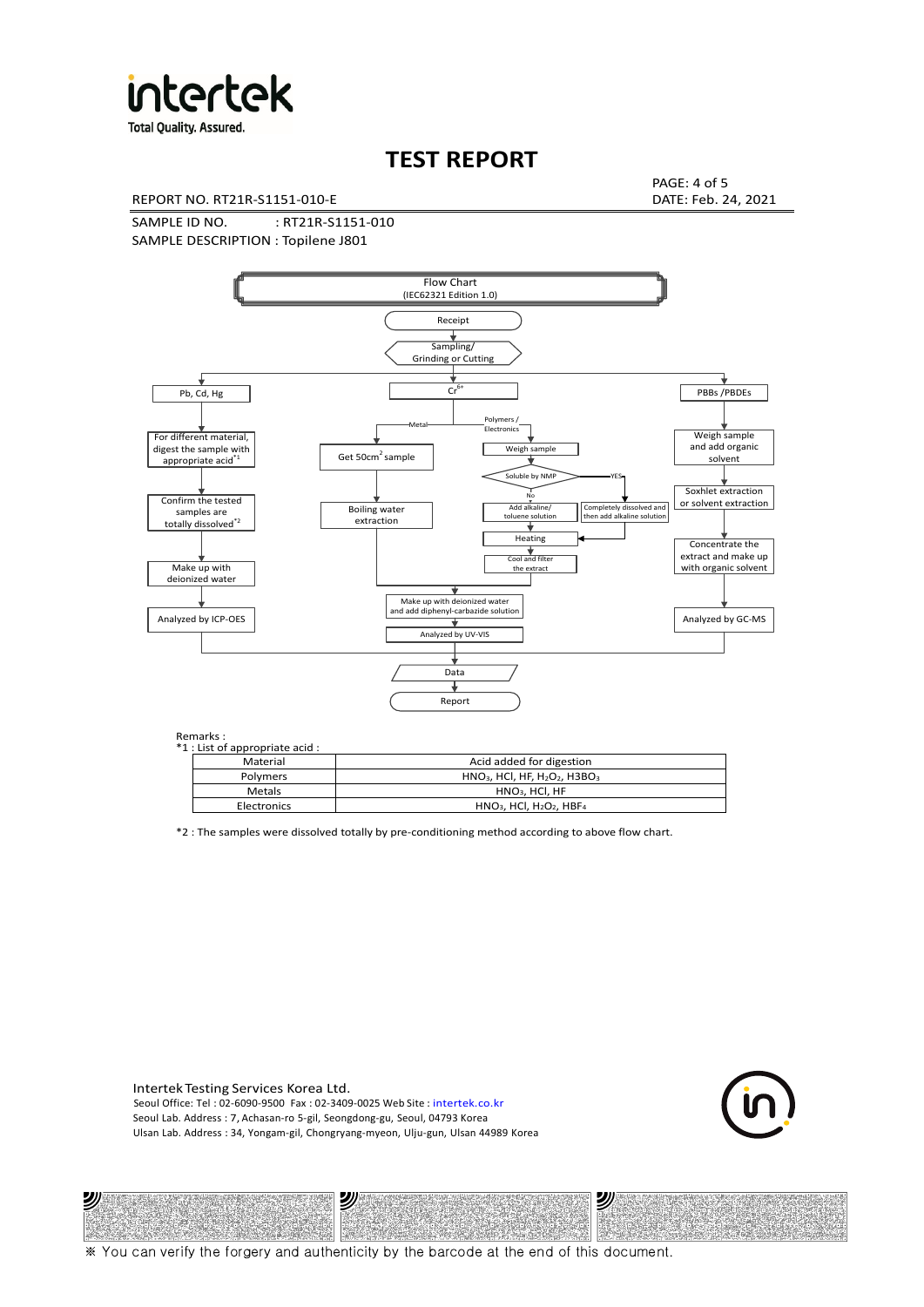# TEST REPORT

REPORT NO. RT21R-S1151-010-E

DATE: Feb. 24, 2021

SAMPLE ID NO. : RT21R-S1151-010

SAMPLE DESCRIPTION : Topilene J801

Flow Chart
(IEC62321 Edition 1.0)

Receipt → Sampling/ Grinding or Cutting

**Pb, Cd, Hg:** For different material, digest the sample with appropriate acid[*1] → Confirm the tested samples are totally dissolved[*2] → Make up with deionized water → Analyzed by ICP-OES

**$Cr^{6+}$:**
- Metal: Get 50cm$^2$ sample → Boiling water extraction
- Polymers / Electronics: Weigh sample → Soluble by NMP
  - No: Add alkaline/ toluene solution → Heating
  - YES: Completely dissolved and then add alkaline solution → Heating
  - Heating → Cool and filter the extract
- → Make up with deionized water and add diphenyl-carbazide solution → Analyzed by UV-VIS

**PBBs /PBDEs:** Weigh sample and add organic solvent → Soxhlet extraction or solvent extraction → Concentrate the extract and make up with organic solvent → Analyzed by GC-MS

→ Data → Report

Remarks :

*1 : List of appropriate acid :

| Material | Acid added for digestion |
|---|---|
| Polymers | $HNO_3$, HCl, HF, $H_2O_2$, $H3BO_3$ |
| Metals | $HNO_3$, HCl, HF |
| Electronics | $HNO_3$, HCl, $H_2O_2$, $HBF_4$ |

*2 : The samples were dissolved totally by pre-conditioning method according to above flow chart.

Intertek Testing Services Korea Ltd.
Seoul Office: Tel : 02-6090-9500 Fax : 02-3409-0025 Web Site : intertek.co.kr
Seoul Lab. Address : 7, Achasan-ro 5-gil, Seongdong-gu, Seoul, 04793 Korea
Ulsan Lab. Address : 34, Yongam-gil, Chongryang-myeon, Ulju-gun, Ulsan 44989 Korea

※ You can verify the forgery and authenticity by the barcode at the end of this document.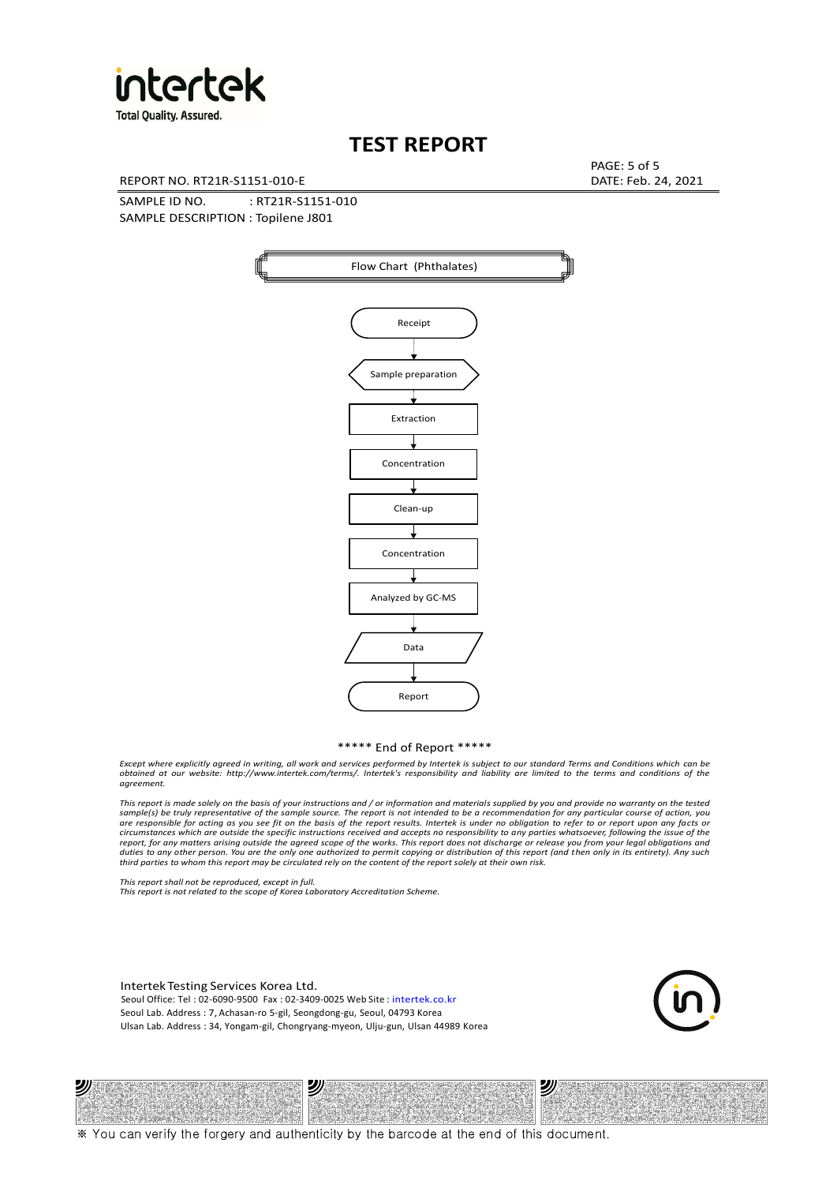# TEST REPORT

REPORT NO. RT21R-S1151-010-E

DATE: Feb. 24, 2021

SAMPLE ID NO. : RT21R-S1151-010

SAMPLE DESCRIPTION : Topilene J801

Flow Chart (Phthalates)

Receipt

Sample preparation

Extraction

Concentration

Clean-up

Concentration

Analyzed by GC-MS

Data

Report

\*\*\*\*\* End of Report \*\*\*\*\*

*Except where explicitly agreed in writing, all work and services performed by Intertek is subject to our standard Terms and Conditions which can be obtained at our website: http://www.intertek.com/terms/. Intertek's responsibility and liability are limited to the terms and conditions of the agreement.*

*This report is made solely on the basis of your instructions and / or information and materials supplied by you and provide no warranty on the tested sample(s) be truly representative of the sample source. The report is not intended to be a recommendation for any particular course of action, you are responsible for acting as you see fit on the basis of the report results. Intertek is under no obligation to refer to or report upon any facts or circumstances which are outside the specific instructions received and accepts no responsibility to any parties whatsoever, following the issue of the report, for any matters arising outside the agreed scope of the works. This report does not discharge or release you from your legal obligations and duties to any other person. You are the only one authorized to permit copying or distribution of this report (and then only in its entirety). Any such third parties to whom this report may be circulated rely on the content of the report solely at their own risk.*

*This report shall not be reproduced, except in full.*
*This report is not related to the scope of Korea Laboratory Accreditation Scheme.*

Intertek Testing Services Korea Ltd.
Seoul Office: Tel : 02-6090-9500 Fax : 02-3409-0025 Web Site : intertek.co.kr
Seoul Lab. Address : 7, Achasan-ro 5-gil, Seongdong-gu, Seoul, 04793 Korea
Ulsan Lab. Address : 34, Yongam-gil, Chongryang-myeon, Ulju-gun, Ulsan 44989 Korea

※ You can verify the forgery and authenticity by the barcode at the end of this document.